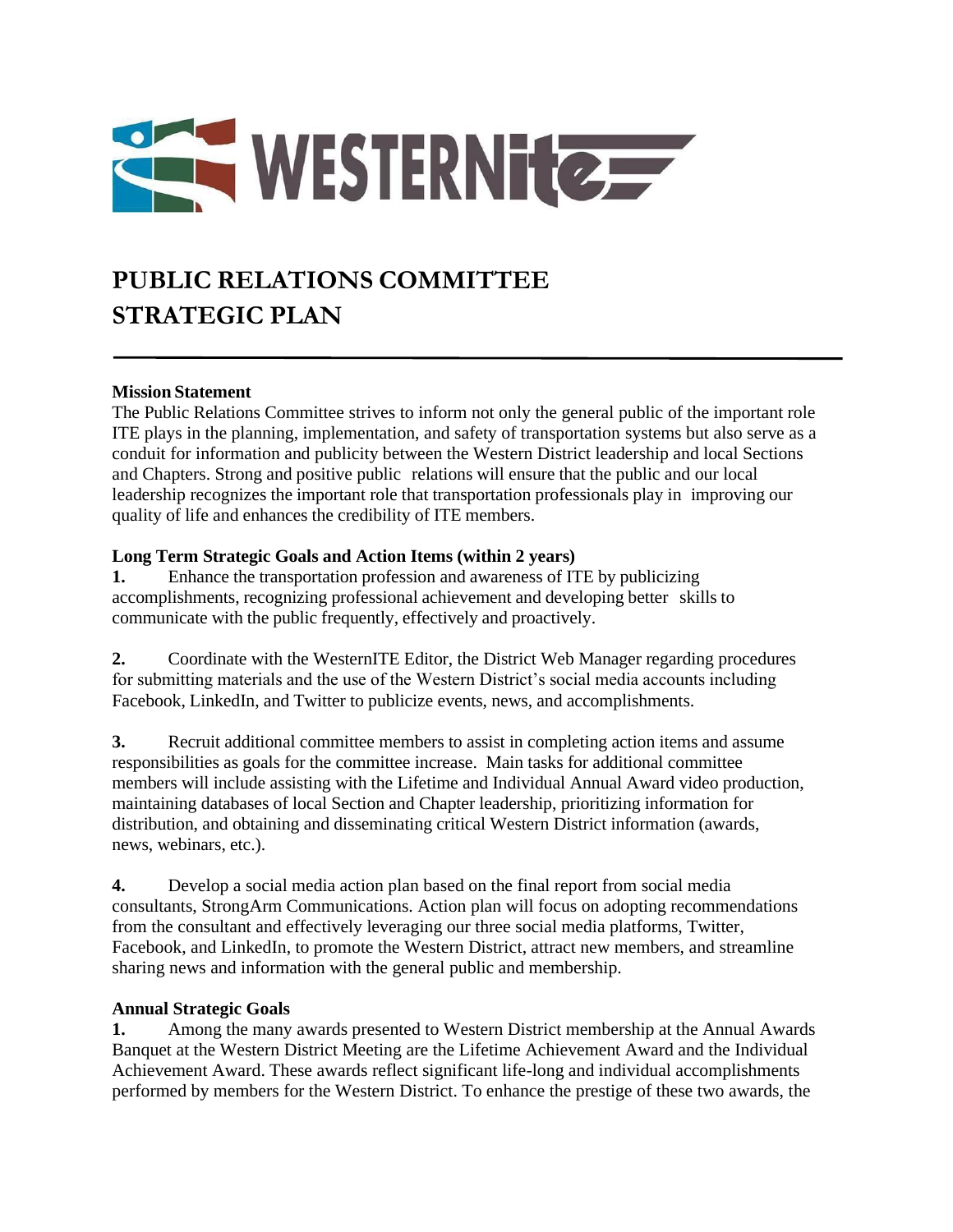WESTERNite

# PUBLIC RELATIONS COMMITTEE STRATEGIC PLAN

---

**Mission Statement**

The Public Relations Committee strives to inform not only the general public of the important role ITE plays in the planning, implementation, and safety of transportation systems but also serve as a conduit for information and publicity between the Western District leadership and local Sections and Chapters. Strong and positive public relations will ensure that the public and our local leadership recognizes the important role that transportation professionals play in improving our quality of life and enhances the credibility of ITE members.

**Long Term Strategic Goals and Action Items (within 2 years)**

**1.** Enhance the transportation profession and awareness of ITE by publicizing accomplishments, recognizing professional achievement and developing better skills to communicate with the public frequently, effectively and proactively.

**2.** Coordinate with the WesternITE Editor, the District Web Manager regarding procedures for submitting materials and the use of the Western District's social media accounts including Facebook, LinkedIn, and Twitter to publicize events, news, and accomplishments.

**3.** Recruit additional committee members to assist in completing action items and assume responsibilities as goals for the committee increase. Main tasks for additional committee members will include assisting with the Lifetime and Individual Annual Award video production, maintaining databases of local Section and Chapter leadership, prioritizing information for distribution, and obtaining and disseminating critical Western District information (awards, news, webinars, etc.).

**4.** Develop a social media action plan based on the final report from social media consultants, StrongArm Communications. Action plan will focus on adopting recommendations from the consultant and effectively leveraging our three social media platforms, Twitter, Facebook, and LinkedIn, to promote the Western District, attract new members, and streamline sharing news and information with the general public and membership.

**Annual Strategic Goals**

**1.** Among the many awards presented to Western District membership at the Annual Awards Banquet at the Western District Meeting are the Lifetime Achievement Award and the Individual Achievement Award. These awards reflect significant life-long and individual accomplishments performed by members for the Western District. To enhance the prestige of these two awards, the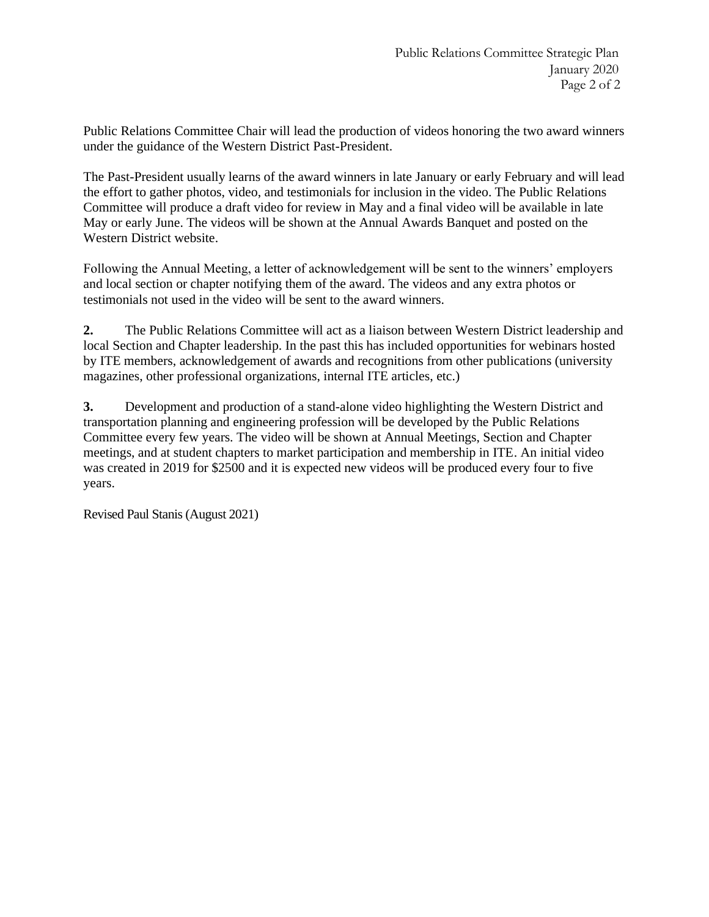Public Relations Committee Chair will lead the production of videos honoring the two award winners under the guidance of the Western District Past-President.

The Past-President usually learns of the award winners in late January or early February and will lead the effort to gather photos, video, and testimonials for inclusion in the video. The Public Relations Committee will produce a draft video for review in May and a final video will be available in late May or early June. The videos will be shown at the Annual Awards Banquet and posted on the Western District website.

Following the Annual Meeting, a letter of acknowledgement will be sent to the winners' employers and local section or chapter notifying them of the award. The videos and any extra photos or testimonials not used in the video will be sent to the award winners.

**2.** The Public Relations Committee will act as a liaison between Western District leadership and local Section and Chapter leadership. In the past this has included opportunities for webinars hosted by ITE members, acknowledgement of awards and recognitions from other publications (university magazines, other professional organizations, internal ITE articles, etc.)

**3.** Development and production of a stand-alone video highlighting the Western District and transportation planning and engineering profession will be developed by the Public Relations Committee every few years. The video will be shown at Annual Meetings, Section and Chapter meetings, and at student chapters to market participation and membership in ITE. An initial video was created in 2019 for $2500 and it is expected new videos will be produced every four to five years.

Revised Paul Stanis (August 2021)